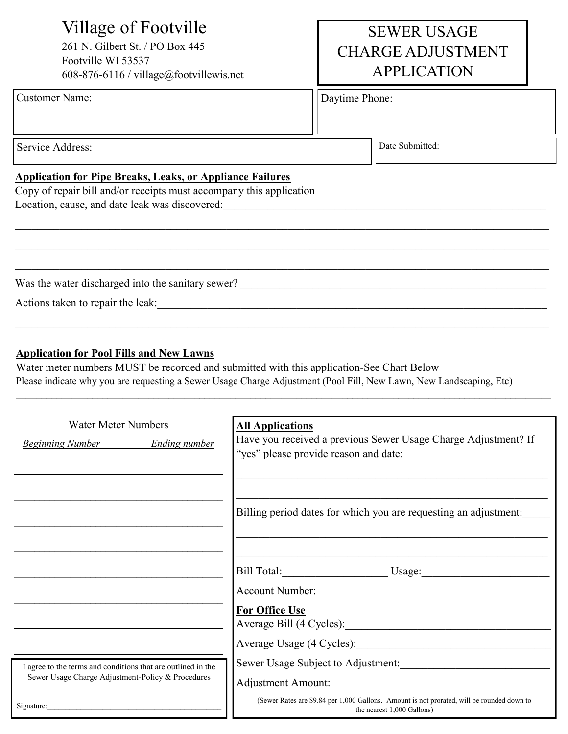# Village of Footville

261 N. Gilbert St. / PO Box 445
Footville WI 53537
608-876-6116 / village@footvillewis.net

## SEWER USAGE CHARGE ADJUSTMENT APPLICATION

| Customer Name: | Daytime Phone: |
|---|---|
| Service Address: | Date Submitted: |

### Application for Pipe Breaks, Leaks, or Appliance Failures

Copy of repair bill and/or receipts must accompany this application

Location, cause, and date leak was discovered:____________________________________________

______________________________________________________________________________

______________________________________________________________________________

______________________________________________________________________________

Was the water discharged into the sanitary sewer? ______________________________________

Actions taken to repair the leak:__________________________________________________

______________________________________________________________________________

### Application for Pool Fills and New Lawns

Water meter numbers MUST be recorded and submitted with this application-See Chart Below

Please indicate why you are requesting a Sewer Usage Charge Adjustment (Pool Fill, New Lawn, New Landscaping, Etc)

______________________________________________________________________________

Water Meter Numbers

| *Beginning Number* | *Ending number* |
|---|---|
| | |
| | |
| | |
| | |
| | |
| | |
| | |
| | |

I agree to the terms and conditions that are outlined in the Sewer Usage Charge Adjustment-Policy & Procedures

Signature:_____________________________________________

### All Applications

Have you received a previous Sewer Usage Charge Adjustment? If "yes" please provide reason and date:__________________________

______________________________________________________________________________

______________________________________________________________________________

Billing period dates for which you are requesting an adjustment:_____

______________________________________________________________________________

______________________________________________________________________________

Bill Total:___________________ Usage:_______________________

Account Number:___________________________________________

### For Office Use

Average Bill (4 Cycles):_____________________________________

Average Usage (4 Cycles):___________________________________

Sewer Usage Subject to Adjustment:____________________________

Adjustment Amount:_________________________________________

(Sewer Rates are $9.84 per 1,000 Gallons. Amount is not prorated, will be rounded down to the nearest 1,000 Gallons)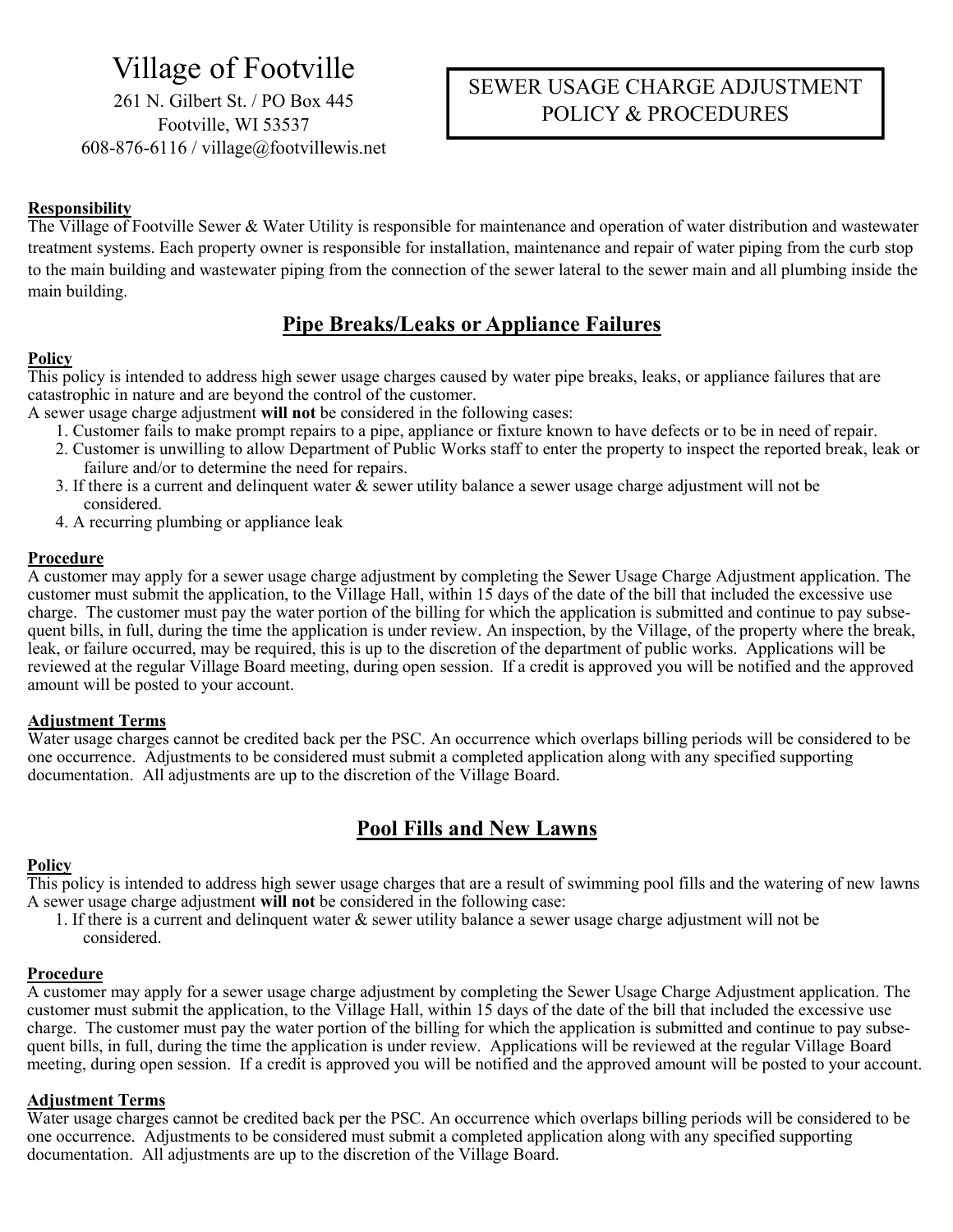# Village of Footville

261 N. Gilbert St. / PO Box 445
Footville, WI 53537
608-876-6116 / village@footvillewis.net

**SEWER USAGE CHARGE ADJUSTMENT POLICY & PROCEDURES**

**Responsibility**

The Village of Footville Sewer & Water Utility is responsible for maintenance and operation of water distribution and wastewater treatment systems. Each property owner is responsible for installation, maintenance and repair of water piping from the curb stop to the main building and wastewater piping from the connection of the sewer lateral to the sewer main and all plumbing inside the main building.

## Pipe Breaks/Leaks or Appliance Failures

**Policy**

This policy is intended to address high sewer usage charges caused by water pipe breaks, leaks, or appliance failures that are catastrophic in nature and are beyond the control of the customer.
A sewer usage charge adjustment **will not** be considered in the following cases:

1. Customer fails to make prompt repairs to a pipe, appliance or fixture known to have defects or to be in need of repair.
2. Customer is unwilling to allow Department of Public Works staff to enter the property to inspect the reported break, leak or failure and/or to determine the need for repairs.
3. If there is a current and delinquent water & sewer utility balance a sewer usage charge adjustment will not be considered.
4. A recurring plumbing or appliance leak

**Procedure**

A customer may apply for a sewer usage charge adjustment by completing the Sewer Usage Charge Adjustment application. The customer must submit the application, to the Village Hall, within 15 days of the date of the bill that included the excessive use charge. The customer must pay the water portion of the billing for which the application is submitted and continue to pay subsequent bills, in full, during the time the application is under review. An inspection, by the Village, of the property where the break, leak, or failure occurred, may be required, this is up to the discretion of the department of public works. Applications will be reviewed at the regular Village Board meeting, during open session. If a credit is approved you will be notified and the approved amount will be posted to your account.

**Adjustment Terms**

Water usage charges cannot be credited back per the PSC. An occurrence which overlaps billing periods will be considered to be one occurrence. Adjustments to be considered must submit a completed application along with any specified supporting documentation. All adjustments are up to the discretion of the Village Board.

## Pool Fills and New Lawns

**Policy**

This policy is intended to address high sewer usage charges that are a result of swimming pool fills and the watering of new lawns
A sewer usage charge adjustment **will not** be considered in the following case:

1. If there is a current and delinquent water & sewer utility balance a sewer usage charge adjustment will not be considered.

**Procedure**

A customer may apply for a sewer usage charge adjustment by completing the Sewer Usage Charge Adjustment application. The customer must submit the application, to the Village Hall, within 15 days of the date of the bill that included the excessive use charge. The customer must pay the water portion of the billing for which the application is submitted and continue to pay subsequent bills, in full, during the time the application is under review. Applications will be reviewed at the regular Village Board meeting, during open session. If a credit is approved you will be notified and the approved amount will be posted to your account.

**Adjustment Terms**

Water usage charges cannot be credited back per the PSC. An occurrence which overlaps billing periods will be considered to be one occurrence. Adjustments to be considered must submit a completed application along with any specified supporting documentation. All adjustments are up to the discretion of the Village Board.